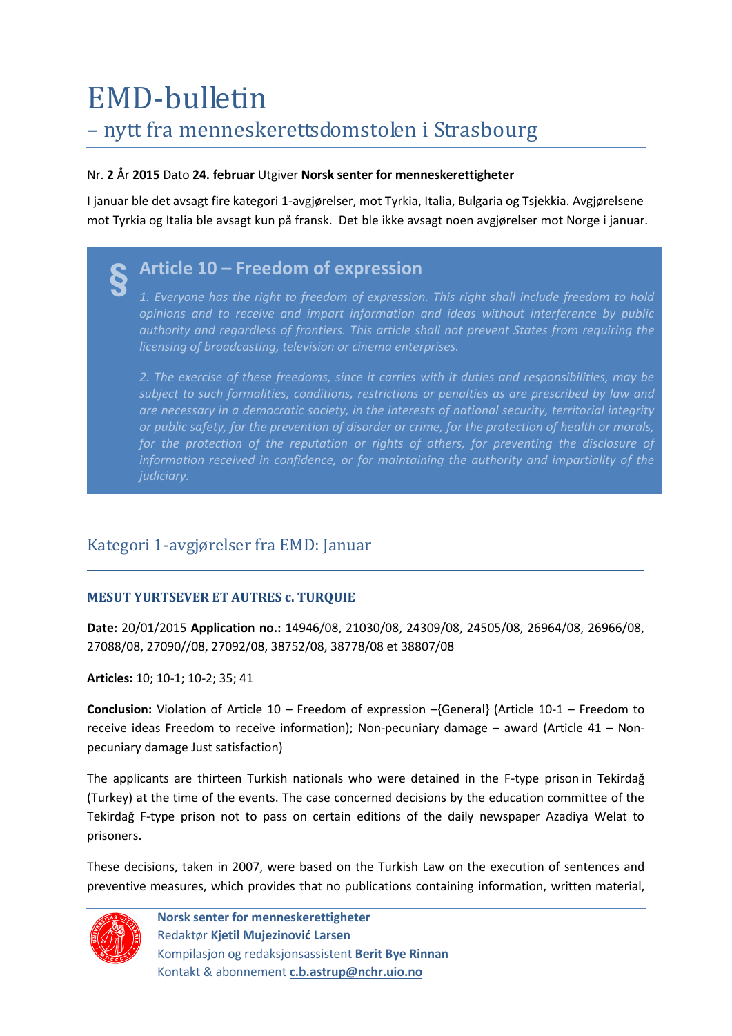# EMD-bulletin

## – nytt fra menneskerettsdomstolen i Strasbourg

Nr. **2** År **2015** Dato **24. februar** Utgiver **Norsk senter for menneskerettigheter**

I januar ble det avsagt fire kategori 1-avgjørelser, mot Tyrkia, Italia, Bulgaria og Tsjekkia. Avgjørelsene mot Tyrkia og Italia ble avsagt kun på fransk. Det ble ikke avsagt noen avgjørelser mot Norge i januar.

> **§ Article 10 – Freedom of expression**
>
> *1. Everyone has the right to freedom of expression. This right shall include freedom to hold opinions and to receive and impart information and ideas without interference by public authority and regardless of frontiers. This article shall not prevent States from requiring the licensing of broadcasting, television or cinema enterprises.*
>
> *2. The exercise of these freedoms, since it carries with it duties and responsibilities, may be subject to such formalities, conditions, restrictions or penalties as are prescribed by law and are necessary in a democratic society, in the interests of national security, territorial integrity or public safety, for the prevention of disorder or crime, for the protection of health or morals, for the protection of the reputation or rights of others, for preventing the disclosure of information received in confidence, or for maintaining the authority and impartiality of the judiciary.*

## Kategori 1-avgjørelser fra EMD: Januar

### MESUT YURTSEVER ET AUTRES c. TURQUIE

**Date:** 20/01/2015 **Application no.:** 14946/08, 21030/08, 24309/08, 24505/08, 26964/08, 26966/08, 27088/08, 27090//08, 27092/08, 38752/08, 38778/08 et 38807/08

**Articles:** 10; 10-1; 10-2; 35; 41

**Conclusion:** Violation of Article 10 – Freedom of expression –{General} (Article 10-1 – Freedom to receive ideas Freedom to receive information); Non-pecuniary damage – award (Article 41 – Non-pecuniary damage Just satisfaction)

The applicants are thirteen Turkish nationals who were detained in the F-type prison in Tekirdağ (Turkey) at the time of the events. The case concerned decisions by the education committee of the Tekirdağ F-type prison not to pass on certain editions of the daily newspaper Azadiya Welat to prisoners.

These decisions, taken in 2007, were based on the Turkish Law on the execution of sentences and preventive measures, which provides that no publications containing information, written material,

**Norsk senter for menneskerettigheter**
Redaktør **Kjetil Mujezinović Larsen**
Kompilasjon og redaksjonsassistent **Berit Bye Rinnan**
Kontakt & abonnement **c.b.astrup@nchr.uio.no**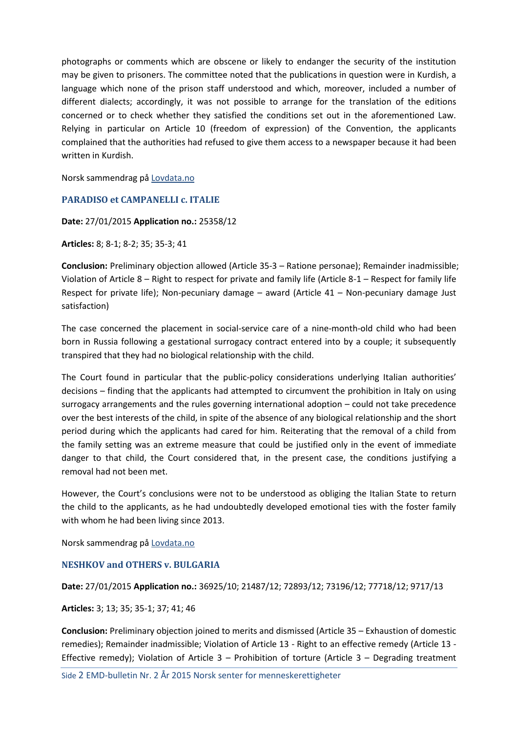photographs or comments which are obscene or likely to endanger the security of the institution may be given to prisoners. The committee noted that the publications in question were in Kurdish, a language which none of the prison staff understood and which, moreover, included a number of different dialects; accordingly, it was not possible to arrange for the translation of the editions concerned or to check whether they satisfied the conditions set out in the aforementioned Law. Relying in particular on Article 10 (freedom of expression) of the Convention, the applicants complained that the authorities had refused to give them access to a newspaper because it had been written in Kurdish.

Norsk sammendrag på Lovdata.no

### PARADISO et CAMPANELLI c. ITALIE

**Date:** 27/01/2015 **Application no.:** 25358/12

**Articles:** 8; 8-1; 8-2; 35; 35-3; 41

**Conclusion:** Preliminary objection allowed (Article 35-3 – Ratione personae); Remainder inadmissible; Violation of Article 8 – Right to respect for private and family life (Article 8-1 – Respect for family life Respect for private life); Non-pecuniary damage – award (Article 41 – Non-pecuniary damage Just satisfaction)

The case concerned the placement in social-service care of a nine-month-old child who had been born in Russia following a gestational surrogacy contract entered into by a couple; it subsequently transpired that they had no biological relationship with the child.

The Court found in particular that the public-policy considerations underlying Italian authorities' decisions – finding that the applicants had attempted to circumvent the prohibition in Italy on using surrogacy arrangements and the rules governing international adoption – could not take precedence over the best interests of the child, in spite of the absence of any biological relationship and the short period during which the applicants had cared for him. Reiterating that the removal of a child from the family setting was an extreme measure that could be justified only in the event of immediate danger to that child, the Court considered that, in the present case, the conditions justifying a removal had not been met.

However, the Court's conclusions were not to be understood as obliging the Italian State to return the child to the applicants, as he had undoubtedly developed emotional ties with the foster family with whom he had been living since 2013.

Norsk sammendrag på Lovdata.no

### NESHKOV and OTHERS v. BULGARIA

**Date:** 27/01/2015 **Application no.:** 36925/10; 21487/12; 72893/12; 73196/12; 77718/12; 9717/13

**Articles:** 3; 13; 35; 35-1; 37; 41; 46

**Conclusion:** Preliminary objection joined to merits and dismissed (Article 35 – Exhaustion of domestic remedies); Remainder inadmissible; Violation of Article 13 - Right to an effective remedy (Article 13 - Effective remedy); Violation of Article 3 – Prohibition of torture (Article 3 – Degrading treatment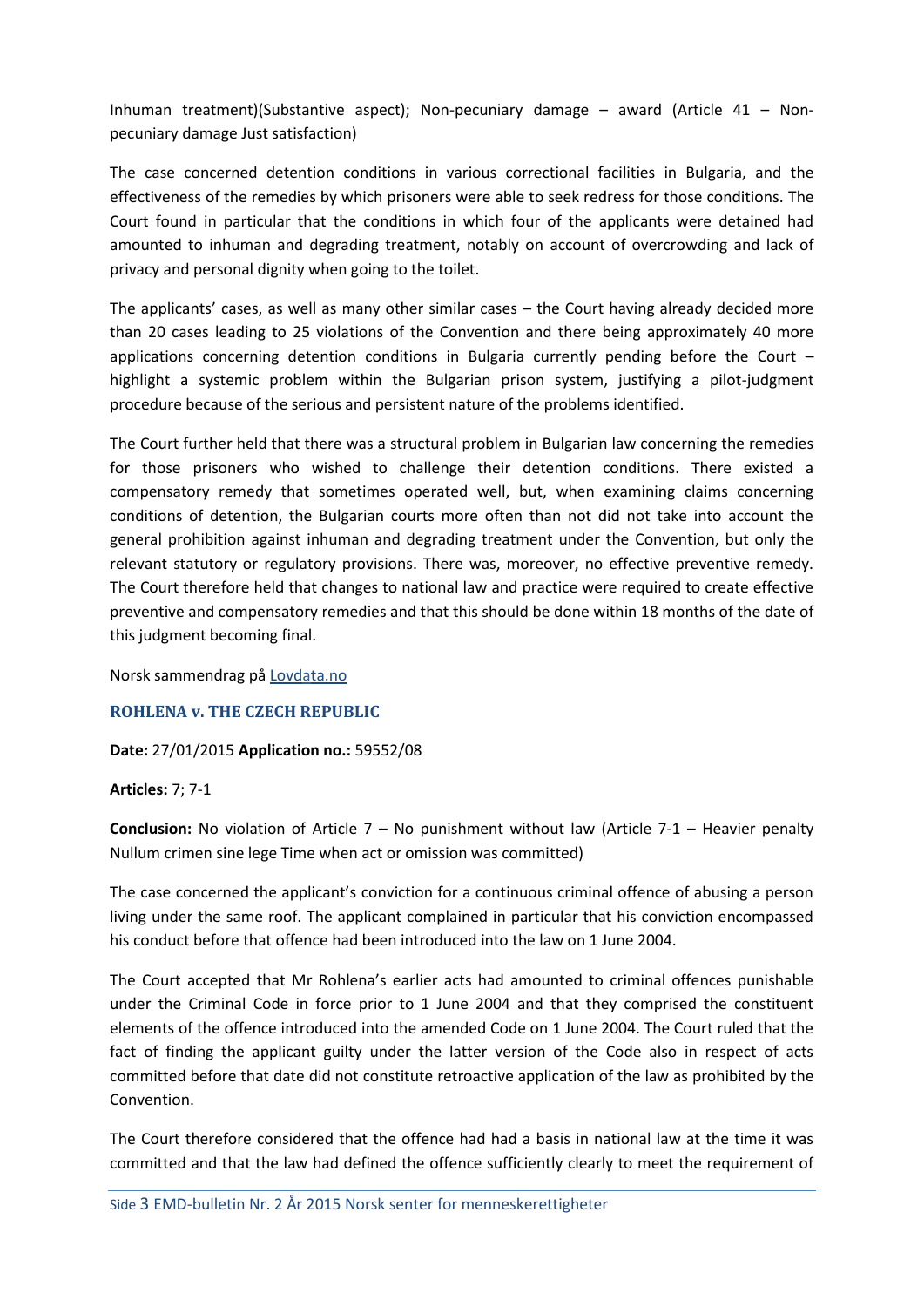Inhuman treatment)(Substantive aspect); Non-pecuniary damage – award (Article 41 – Non-pecuniary damage Just satisfaction)

The case concerned detention conditions in various correctional facilities in Bulgaria, and the effectiveness of the remedies by which prisoners were able to seek redress for those conditions. The Court found in particular that the conditions in which four of the applicants were detained had amounted to inhuman and degrading treatment, notably on account of overcrowding and lack of privacy and personal dignity when going to the toilet.

The applicants' cases, as well as many other similar cases – the Court having already decided more than 20 cases leading to 25 violations of the Convention and there being approximately 40 more applications concerning detention conditions in Bulgaria currently pending before the Court – highlight a systemic problem within the Bulgarian prison system, justifying a pilot-judgment procedure because of the serious and persistent nature of the problems identified.

The Court further held that there was a structural problem in Bulgarian law concerning the remedies for those prisoners who wished to challenge their detention conditions. There existed a compensatory remedy that sometimes operated well, but, when examining claims concerning conditions of detention, the Bulgarian courts more often than not did not take into account the general prohibition against inhuman and degrading treatment under the Convention, but only the relevant statutory or regulatory provisions. There was, moreover, no effective preventive remedy. The Court therefore held that changes to national law and practice were required to create effective preventive and compensatory remedies and that this should be done within 18 months of the date of this judgment becoming final.

Norsk sammendrag på Lovdata.no

### ROHLENA v. THE CZECH REPUBLIC

**Date:** 27/01/2015 **Application no.:** 59552/08

**Articles:** 7; 7-1

**Conclusion:** No violation of Article 7 – No punishment without law (Article 7-1 – Heavier penalty Nullum crimen sine lege Time when act or omission was committed)

The case concerned the applicant's conviction for a continuous criminal offence of abusing a person living under the same roof. The applicant complained in particular that his conviction encompassed his conduct before that offence had been introduced into the law on 1 June 2004.

The Court accepted that Mr Rohlena's earlier acts had amounted to criminal offences punishable under the Criminal Code in force prior to 1 June 2004 and that they comprised the constituent elements of the offence introduced into the amended Code on 1 June 2004. The Court ruled that the fact of finding the applicant guilty under the latter version of the Code also in respect of acts committed before that date did not constitute retroactive application of the law as prohibited by the Convention.

The Court therefore considered that the offence had had a basis in national law at the time it was committed and that the law had defined the offence sufficiently clearly to meet the requirement of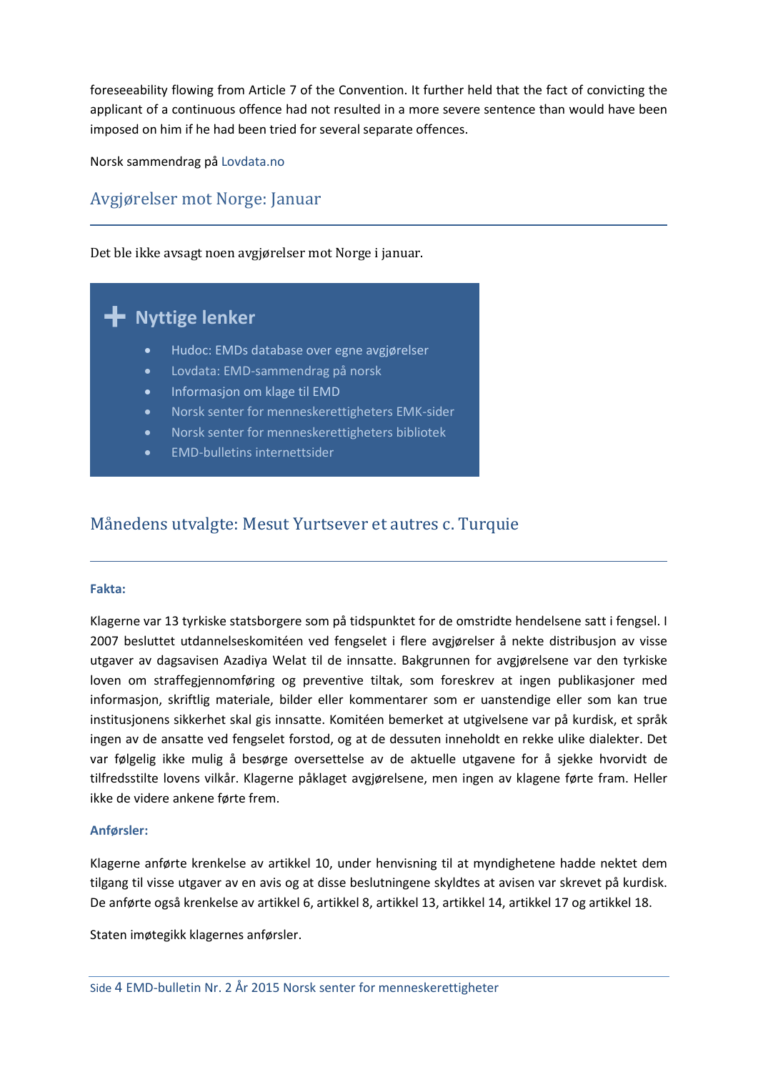foreseeability flowing from Article 7 of the Convention. It further held that the fact of convicting the applicant of a continuous offence had not resulted in a more severe sentence than would have been imposed on him if he had been tried for several separate offences.

Norsk sammendrag på Lovdata.no

## Avgjørelser mot Norge: Januar

Det ble ikke avsagt noen avgjørelser mot Norge i januar.

### Nyttige lenker

- Hudoc: EMDs database over egne avgjørelser
- Lovdata: EMD-sammendrag på norsk
- Informasjon om klage til EMD
- Norsk senter for menneskerettigheters EMK-sider
- Norsk senter for menneskerettigheters bibliotek
- EMD-bulletins internettsider

## Månedens utvalgte: Mesut Yurtsever et autres c. Turquie

**Fakta:**

Klagerne var 13 tyrkiske statsborgere som på tidspunktet for de omstridte hendelsene satt i fengsel. I 2007 besluttet utdannelseskomitéen ved fengselet i flere avgjørelser å nekte distribusjon av visse utgaver av dagsavisen Azadiya Welat til de innsatte. Bakgrunnen for avgjørelsene var den tyrkiske loven om straffegjennomføring og preventive tiltak, som foreskrev at ingen publikasjoner med informasjon, skriftlig materiale, bilder eller kommentarer som er uanstendige eller som kan true institusjonens sikkerhet skal gis innsatte. Komitéen bemerket at utgivelsene var på kurdisk, et språk ingen av de ansatte ved fengselet forstod, og at de dessuten inneholdt en rekke ulike dialekter. Det var følgelig ikke mulig å besørge oversettelse av de aktuelle utgavene for å sjekke hvorvidt de tilfredsstilte lovens vilkår. Klagerne påklaget avgjørelsene, men ingen av klagene førte fram. Heller ikke de videre ankene førte frem.

**Anførsler:**

Klagerne anførte krenkelse av artikkel 10, under henvisning til at myndighetene hadde nektet dem tilgang til visse utgaver av en avis og at disse beslutningene skyldtes at avisen var skrevet på kurdisk. De anførte også krenkelse av artikkel 6, artikkel 8, artikkel 13, artikkel 14, artikkel 17 og artikkel 18.

Staten imøtegikk klagernes anførsler.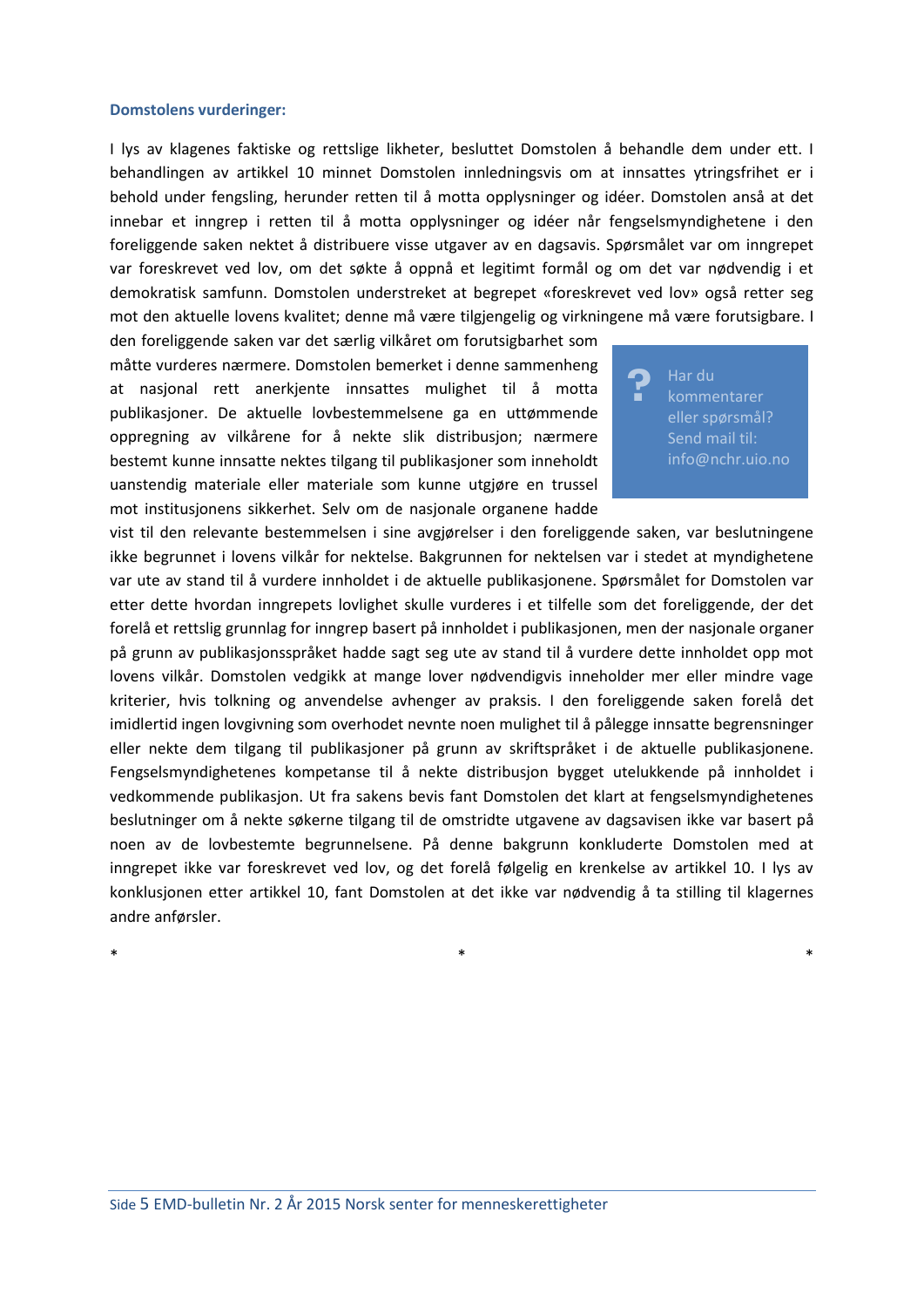**Domstolens vurderinger:**

I lys av klagenes faktiske og rettslige likheter, besluttet Domstolen å behandle dem under ett. I behandlingen av artikkel 10 minnet Domstolen innledningsvis om at innsattes ytringsfrihet er i behold under fengsling, herunder retten til å motta opplysninger og idéer. Domstolen anså at det innebar et inngrep i retten til å motta opplysninger og idéer når fengselsmyndighetene i den foreliggende saken nektet å distribuere visse utgaver av en dagsavis. Spørsmålet var om inngrepet var foreskrevet ved lov, om det søkte å oppnå et legitimt formål og om det var nødvendig i et demokratisk samfunn. Domstolen understreket at begrepet «foreskrevet ved lov» også retter seg mot den aktuelle lovens kvalitet; denne må være tilgjengelig og virkningene må være forutsigbare. I den foreliggende saken var det særlig vilkåret om forutsigbarhet som måtte vurderes nærmere. Domstolen bemerket i denne sammenheng at nasjonal rett anerkjente innsattes mulighet til å motta publikasjoner. De aktuelle lovbestemmelsene ga en uttømmende oppregning av vilkårene for å nekte slik distribusjon; nærmere bestemt kunne innsatte nektes tilgang til publikasjoner som inneholdt uanstendig materiale eller materiale som kunne utgjøre en trussel mot institusjonens sikkerhet. Selv om de nasjonale organene hadde vist til den relevante bestemmelsen i sine avgjørelser i den foreliggende saken, var beslutningene ikke begrunnet i lovens vilkår for nektelse. Bakgrunnen for nektelsen var i stedet at myndighetene var ute av stand til å vurdere innholdet i de aktuelle publikasjonene. Spørsmålet for Domstolen var etter dette hvordan inngrepets lovlighet skulle vurderes i et tilfelle som det foreliggende, der det forelå et rettslig grunnlag for inngrep basert på innholdet i publikasjonen, men der nasjonale organer på grunn av publikasjonsspråket hadde sagt seg ute av stand til å vurdere dette innholdet opp mot lovens vilkår. Domstolen vedgikk at mange lover nødvendigvis inneholder mer eller mindre vage kriterier, hvis tolkning og anvendelse avhenger av praksis. I den foreliggende saken forelå det imidlertid ingen lovgivning som overhodet nevnte noen mulighet til å pålegge innsatte begrensninger eller nekte dem tilgang til publikasjoner på grunn av skriftspråket i de aktuelle publikasjonene. Fengselsmyndighetenes kompetanse til å nekte distribusjon bygget utelukkende på innholdet i vedkommende publikasjon. Ut fra sakens bevis fant Domstolen det klart at fengselsmyndighetenes beslutninger om å nekte søkerne tilgang til de omstridte utgavene av dagsavisen ikke var basert på noen av de lovbestemte begrunnelsene. På denne bakgrunn konkluderte Domstolen med at inngrepet ikke var foreskrevet ved lov, og det forelå følgelig en krenkelse av artikkel 10. I lys av konklusjonen etter artikkel 10, fant Domstolen at det ikke var nødvendig å ta stilling til klagernes andre anførsler.

Har du kommentarer eller spørsmål? Send mail til: info@nchr.uio.no

\*   \*   \*